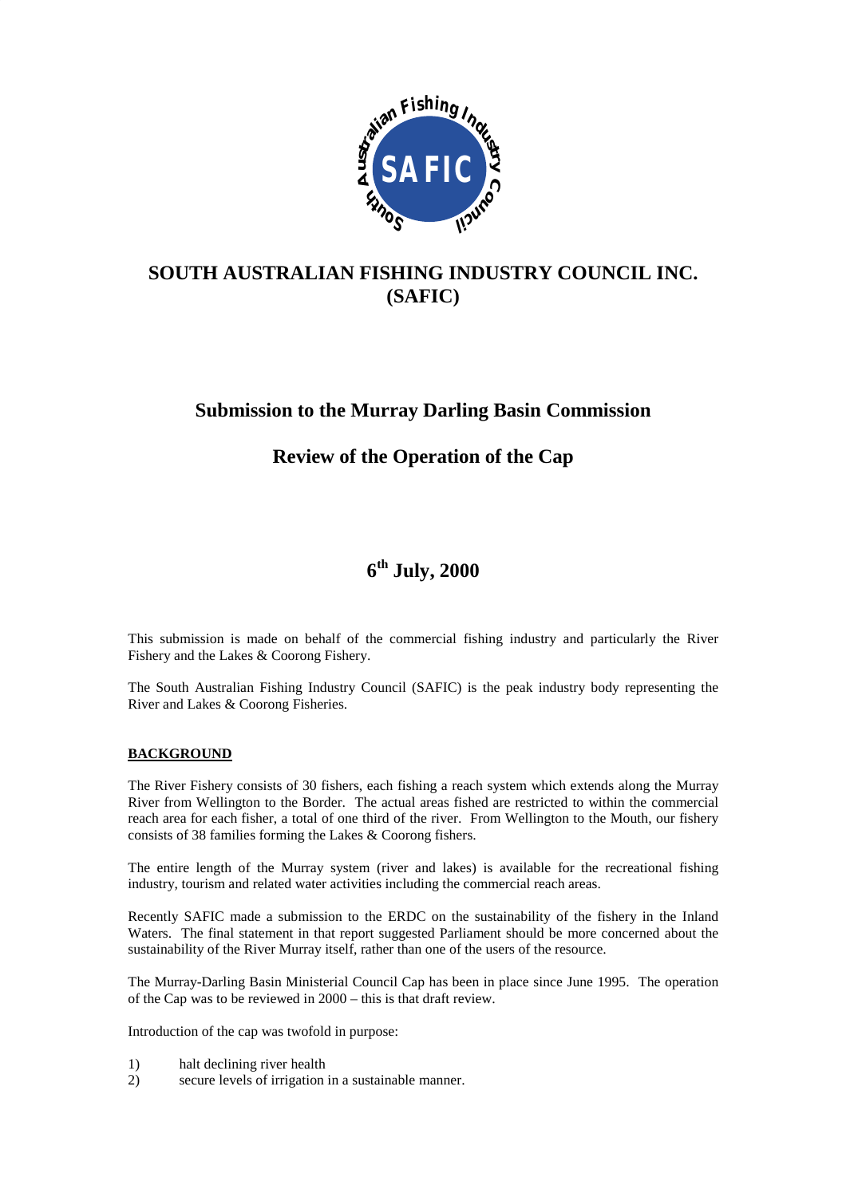# SOUTH AUSTRALIAN FISHING INDUSTRY COUNCIL INC. (SAFIC)

## Submission to the Murray Darling Basin Commission

## Review of the Operation of the Cap

## 6th July, 2000

This submission is made on behalf of the commercial fishing industry and particularly the River Fishery and the Lakes & Coorong Fishery.

The South Australian Fishing Industry Council (SAFIC) is the peak industry body representing the River and Lakes & Coorong Fisheries.

**BACKGROUND**

The River Fishery consists of 30 fishers, each fishing a reach system which extends along the Murray River from Wellington to the Border. The actual areas fished are restricted to within the commercial reach area for each fisher, a total of one third of the river. From Wellington to the Mouth, our fishery consists of 38 families forming the Lakes & Coorong fishers.

The entire length of the Murray system (river and lakes) is available for the recreational fishing industry, tourism and related water activities including the commercial reach areas.

Recently SAFIC made a submission to the ERDC on the sustainability of the fishery in the Inland Waters. The final statement in that report suggested Parliament should be more concerned about the sustainability of the River Murray itself, rather than one of the users of the resource.

The Murray-Darling Basin Ministerial Council Cap has been in place since June 1995. The operation of the Cap was to be reviewed in 2000 – this is that draft review.

Introduction of the cap was twofold in purpose:

1) halt declining river health
2) secure levels of irrigation in a sustainable manner.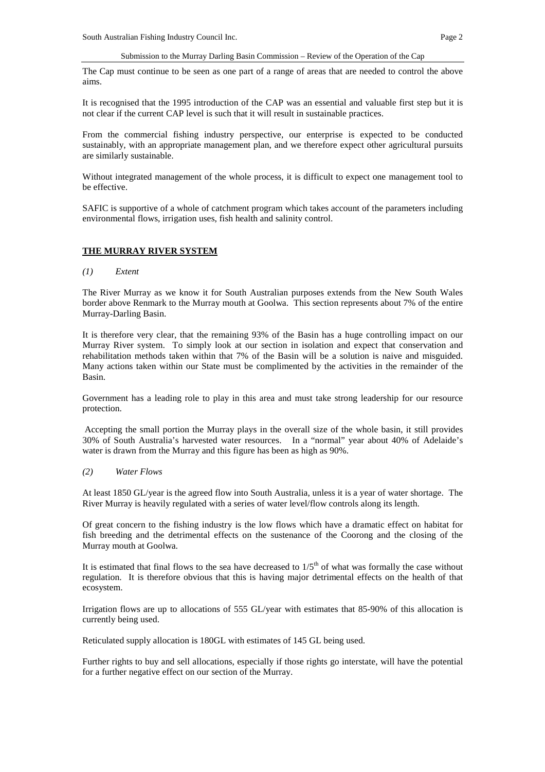The Cap must continue to be seen as one part of a range of areas that are needed to control the above aims.

It is recognised that the 1995 introduction of the CAP was an essential and valuable first step but it is not clear if the current CAP level is such that it will result in sustainable practices.

From the commercial fishing industry perspective, our enterprise is expected to be conducted sustainably, with an appropriate management plan, and we therefore expect other agricultural pursuits are similarly sustainable.

Without integrated management of the whole process, it is difficult to expect one management tool to be effective.

SAFIC is supportive of a whole of catchment program which takes account of the parameters including environmental flows, irrigation uses, fish health and salinity control.

## THE MURRAY RIVER SYSTEM

### *(1) Extent*

The River Murray as we know it for South Australian purposes extends from the New South Wales border above Renmark to the Murray mouth at Goolwa. This section represents about 7% of the entire Murray-Darling Basin.

It is therefore very clear, that the remaining 93% of the Basin has a huge controlling impact on our Murray River system. To simply look at our section in isolation and expect that conservation and rehabilitation methods taken within that 7% of the Basin will be a solution is naive and misguided. Many actions taken within our State must be complimented by the activities in the remainder of the Basin.

Government has a leading role to play in this area and must take strong leadership for our resource protection.

Accepting the small portion the Murray plays in the overall size of the whole basin, it still provides 30% of South Australia's harvested water resources. In a "normal" year about 40% of Adelaide's water is drawn from the Murray and this figure has been as high as 90%.

### *(2) Water Flows*

At least 1850 GL/year is the agreed flow into South Australia, unless it is a year of water shortage. The River Murray is heavily regulated with a series of water level/flow controls along its length.

Of great concern to the fishing industry is the low flows which have a dramatic effect on habitat for fish breeding and the detrimental effects on the sustenance of the Coorong and the closing of the Murray mouth at Goolwa.

It is estimated that final flows to the sea have decreased to 1/5th of what was formally the case without regulation. It is therefore obvious that this is having major detrimental effects on the health of that ecosystem.

Irrigation flows are up to allocations of 555 GL/year with estimates that 85-90% of this allocation is currently being used.

Reticulated supply allocation is 180GL with estimates of 145 GL being used.

Further rights to buy and sell allocations, especially if those rights go interstate, will have the potential for a further negative effect on our section of the Murray.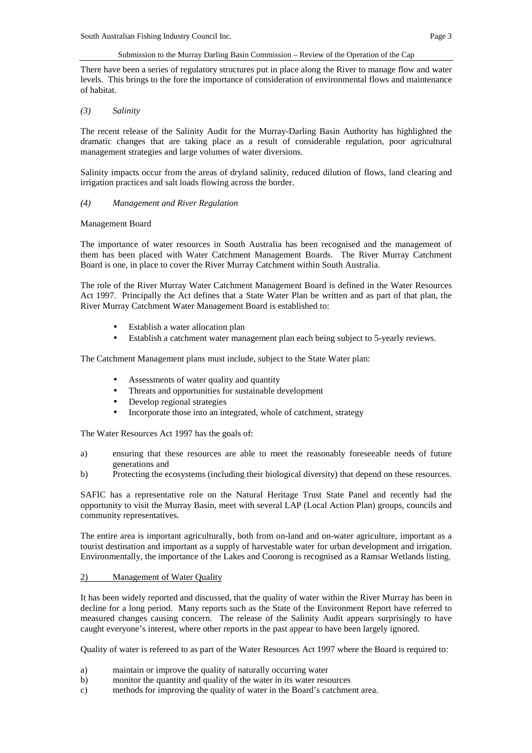There have been a series of regulatory structures put in place along the River to manage flow and water levels. This brings to the fore the importance of consideration of environmental flows and maintenance of habitat.

### *(3) Salinity*

The recent release of the Salinity Audit for the Murray-Darling Basin Authority has highlighted the dramatic changes that are taking place as a result of considerable regulation, poor agricultural management strategies and large volumes of water diversions.

Salinity impacts occur from the areas of dryland salinity, reduced dilution of flows, land clearing and irrigation practices and salt loads flowing across the border.

### *(4) Management and River Regulation*

Management Board

The importance of water resources in South Australia has been recognised and the management of them has been placed with Water Catchment Management Boards. The River Murray Catchment Board is one, in place to cover the River Murray Catchment within South Australia.

The role of the River Murray Water Catchment Management Board is defined in the Water Resources Act 1997. Principally the Act defines that a State Water Plan be written and as part of that plan, the River Murray Catchment Water Management Board is established to:

- Establish a water allocation plan
- Establish a catchment water management plan each being subject to 5-yearly reviews.

The Catchment Management plans must include, subject to the State Water plan:

- Assessments of water quality and quantity
- Threats and opportunities for sustainable development
- Develop regional strategies
- Incorporate those into an integrated, whole of catchment, strategy

The Water Resources Act 1997 has the goals of:

a) ensuring that these resources are able to meet the reasonably foreseeable needs of future generations and
b) Protecting the ecosystems (including their biological diversity) that depend on these resources.

SAFIC has a representative role on the Natural Heritage Trust State Panel and recently had the opportunity to visit the Murray Basin, meet with several LAP (Local Action Plan) groups, councils and community representatives.

The entire area is important agriculturally, both from on-land and on-water agriculture, important as a tourist destination and important as a supply of harvestable water for urban development and irrigation. Environmentally, the importance of the Lakes and Coorong is recognised as a Ramsar Wetlands listing.

## 2) Management of Water Quality

It has been widely reported and discussed, that the quality of water within the River Murray has been in decline for a long period. Many reports such as the State of the Environment Report have referred to measured changes causing concern. The release of the Salinity Audit appears surprisingly to have caught everyone's interest, where other reports in the past appear to have been largely ignored.

Quality of water is refereed to as part of the Water Resources Act 1997 where the Board is required to:

a) maintain or improve the quality of naturally occurring water
b) monitor the quantity and quality of the water in its water resources
c) methods for improving the quality of water in the Board's catchment area.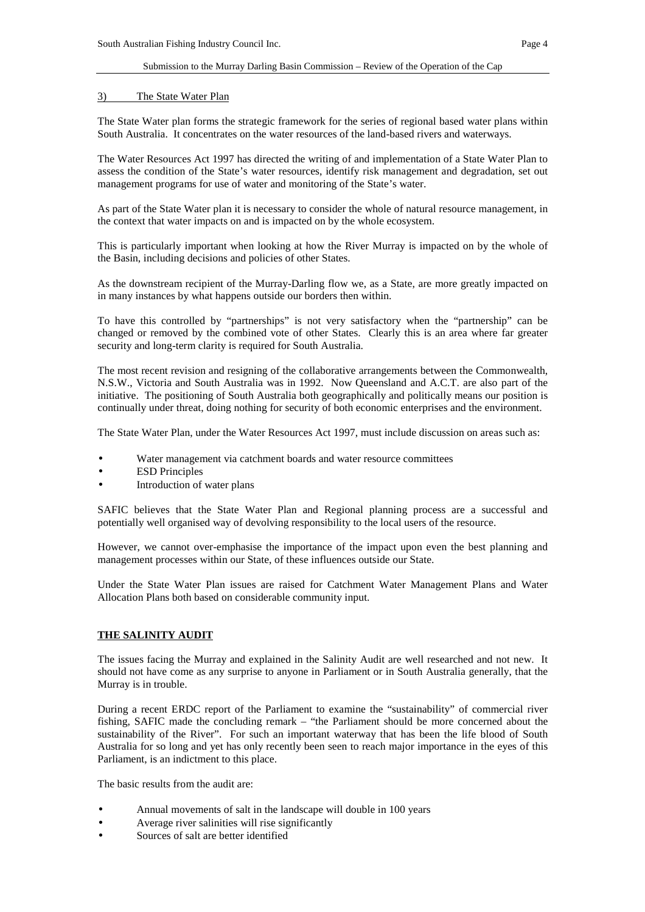### 3) The State Water Plan

The State Water plan forms the strategic framework for the series of regional based water plans within South Australia. It concentrates on the water resources of the land-based rivers and waterways.

The Water Resources Act 1997 has directed the writing of and implementation of a State Water Plan to assess the condition of the State's water resources, identify risk management and degradation, set out management programs for use of water and monitoring of the State's water.

As part of the State Water plan it is necessary to consider the whole of natural resource management, in the context that water impacts on and is impacted on by the whole ecosystem.

This is particularly important when looking at how the River Murray is impacted on by the whole of the Basin, including decisions and policies of other States.

As the downstream recipient of the Murray-Darling flow we, as a State, are more greatly impacted on in many instances by what happens outside our borders then within.

To have this controlled by "partnerships" is not very satisfactory when the "partnership" can be changed or removed by the combined vote of other States. Clearly this is an area where far greater security and long-term clarity is required for South Australia.

The most recent revision and resigning of the collaborative arrangements between the Commonwealth, N.S.W., Victoria and South Australia was in 1992. Now Queensland and A.C.T. are also part of the initiative. The positioning of South Australia both geographically and politically means our position is continually under threat, doing nothing for security of both economic enterprises and the environment.

The State Water Plan, under the Water Resources Act 1997, must include discussion on areas such as:

- Water management via catchment boards and water resource committees
- ESD Principles
- Introduction of water plans

SAFIC believes that the State Water Plan and Regional planning process are a successful and potentially well organised way of devolving responsibility to the local users of the resource.

However, we cannot over-emphasise the importance of the impact upon even the best planning and management processes within our State, of these influences outside our State.

Under the State Water Plan issues are raised for Catchment Water Management Plans and Water Allocation Plans both based on considerable community input.

## THE SALINITY AUDIT

The issues facing the Murray and explained in the Salinity Audit are well researched and not new. It should not have come as any surprise to anyone in Parliament or in South Australia generally, that the Murray is in trouble.

During a recent ERDC report of the Parliament to examine the "sustainability" of commercial river fishing, SAFIC made the concluding remark – "the Parliament should be more concerned about the sustainability of the River". For such an important waterway that has been the life blood of South Australia for so long and yet has only recently been seen to reach major importance in the eyes of this Parliament, is an indictment to this place.

The basic results from the audit are:

- Annual movements of salt in the landscape will double in 100 years
- Average river salinities will rise significantly
- Sources of salt are better identified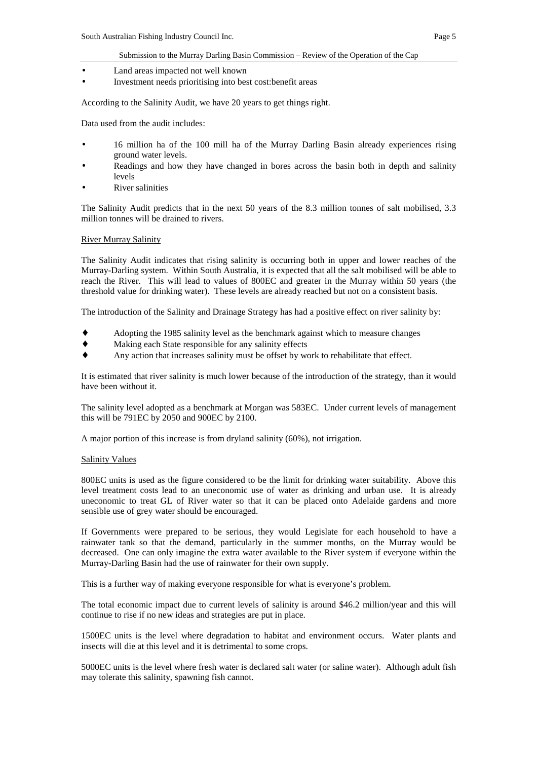- Land areas impacted not well known
- Investment needs prioritising into best cost:benefit areas

According to the Salinity Audit, we have 20 years to get things right.

Data used from the audit includes:

- 16 million ha of the 100 mill ha of the Murray Darling Basin already experiences rising ground water levels.
- Readings and how they have changed in bores across the basin both in depth and salinity levels
- River salinities

The Salinity Audit predicts that in the next 50 years of the 8.3 million tonnes of salt mobilised, 3.3 million tonnes will be drained to rivers.

<u>River Murray Salinity</u>

The Salinity Audit indicates that rising salinity is occurring both in upper and lower reaches of the Murray-Darling system. Within South Australia, it is expected that all the salt mobilised will be able to reach the River. This will lead to values of 800EC and greater in the Murray within 50 years (the threshold value for drinking water). These levels are already reached but not on a consistent basis.

The introduction of the Salinity and Drainage Strategy has had a positive effect on river salinity by:

- Adopting the 1985 salinity level as the benchmark against which to measure changes
- Making each State responsible for any salinity effects
- Any action that increases salinity must be offset by work to rehabilitate that effect.

It is estimated that river salinity is much lower because of the introduction of the strategy, than it would have been without it.

The salinity level adopted as a benchmark at Morgan was 583EC. Under current levels of management this will be 791EC by 2050 and 900EC by 2100.

A major portion of this increase is from dryland salinity (60%), not irrigation.

<u>Salinity Values</u>

800EC units is used as the figure considered to be the limit for drinking water suitability. Above this level treatment costs lead to an uneconomic use of water as drinking and urban use. It is already uneconomic to treat GL of River water so that it can be placed onto Adelaide gardens and more sensible use of grey water should be encouraged.

If Governments were prepared to be serious, they would Legislate for each household to have a rainwater tank so that the demand, particularly in the summer months, on the Murray would be decreased. One can only imagine the extra water available to the River system if everyone within the Murray-Darling Basin had the use of rainwater for their own supply.

This is a further way of making everyone responsible for what is everyone's problem.

The total economic impact due to current levels of salinity is around $46.2 million/year and this will continue to rise if no new ideas and strategies are put in place.

1500EC units is the level where degradation to habitat and environment occurs. Water plants and insects will die at this level and it is detrimental to some crops.

5000EC units is the level where fresh water is declared salt water (or saline water). Although adult fish may tolerate this salinity, spawning fish cannot.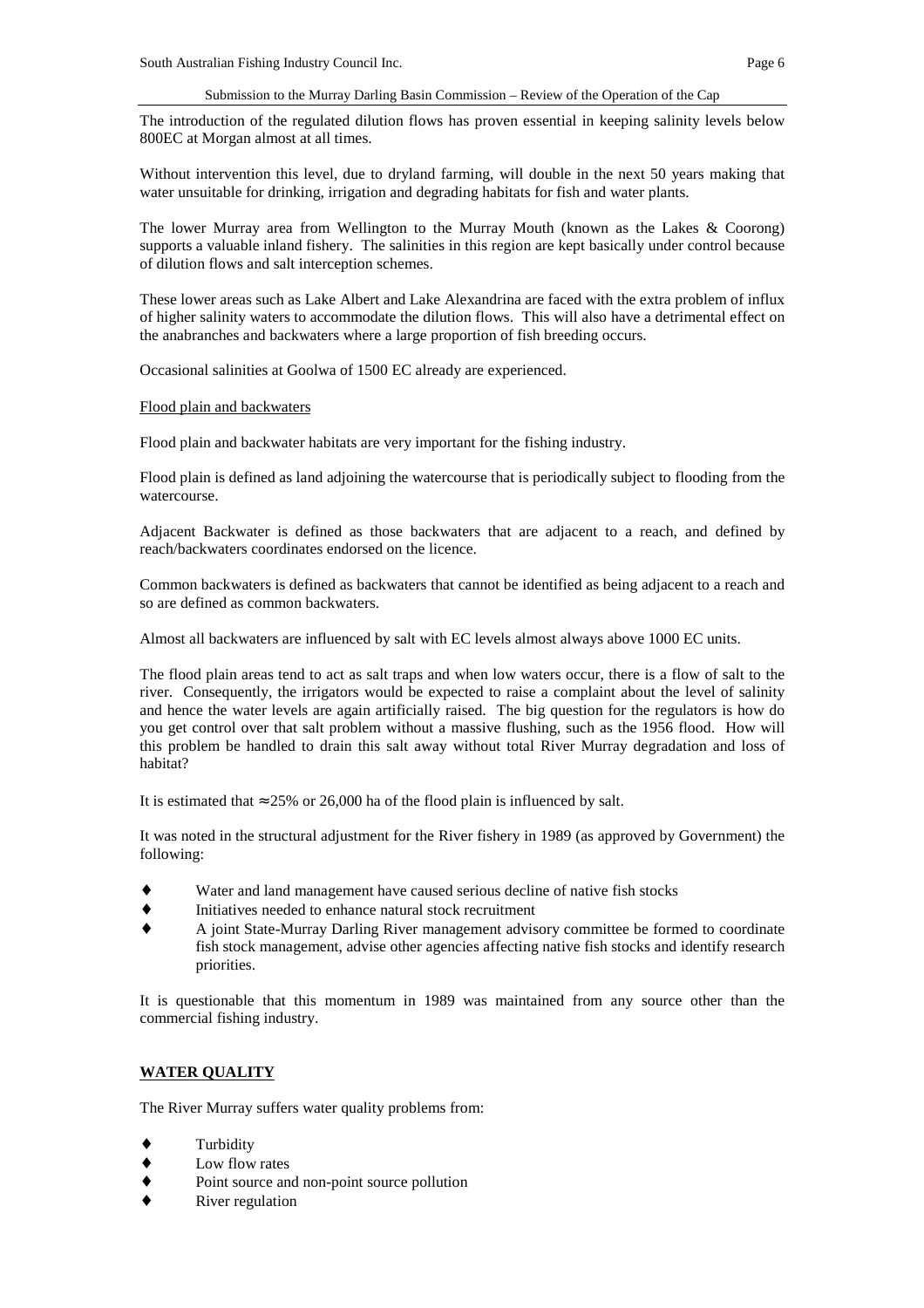The introduction of the regulated dilution flows has proven essential in keeping salinity levels below 800EC at Morgan almost at all times.

Without intervention this level, due to dryland farming, will double in the next 50 years making that water unsuitable for drinking, irrigation and degrading habitats for fish and water plants.

The lower Murray area from Wellington to the Murray Mouth (known as the Lakes & Coorong) supports a valuable inland fishery. The salinities in this region are kept basically under control because of dilution flows and salt interception schemes.

These lower areas such as Lake Albert and Lake Alexandrina are faced with the extra problem of influx of higher salinity waters to accommodate the dilution flows. This will also have a detrimental effect on the anabranches and backwaters where a large proportion of fish breeding occurs.

Occasional salinities at Goolwa of 1500 EC already are experienced.

<u>Flood plain and backwaters</u>

Flood plain and backwater habitats are very important for the fishing industry.

Flood plain is defined as land adjoining the watercourse that is periodically subject to flooding from the watercourse.

Adjacent Backwater is defined as those backwaters that are adjacent to a reach, and defined by reach/backwaters coordinates endorsed on the licence.

Common backwaters is defined as backwaters that cannot be identified as being adjacent to a reach and so are defined as common backwaters.

Almost all backwaters are influenced by salt with EC levels almost always above 1000 EC units.

The flood plain areas tend to act as salt traps and when low waters occur, there is a flow of salt to the river. Consequently, the irrigators would be expected to raise a complaint about the level of salinity and hence the water levels are again artificially raised. The big question for the regulators is how do you get control over that salt problem without a massive flushing, such as the 1956 flood. How will this problem be handled to drain this salt away without total River Murray degradation and loss of habitat?

It is estimated that ≈25% or 26,000 ha of the flood plain is influenced by salt.

It was noted in the structural adjustment for the River fishery in 1989 (as approved by Government) the following:

- Water and land management have caused serious decline of native fish stocks
- Initiatives needed to enhance natural stock recruitment
- A joint State-Murray Darling River management advisory committee be formed to coordinate fish stock management, advise other agencies affecting native fish stocks and identify research priorities.

It is questionable that this momentum in 1989 was maintained from any source other than the commercial fishing industry.

## WATER QUALITY

The River Murray suffers water quality problems from:

- Turbidity
- Low flow rates
- Point source and non-point source pollution
- River regulation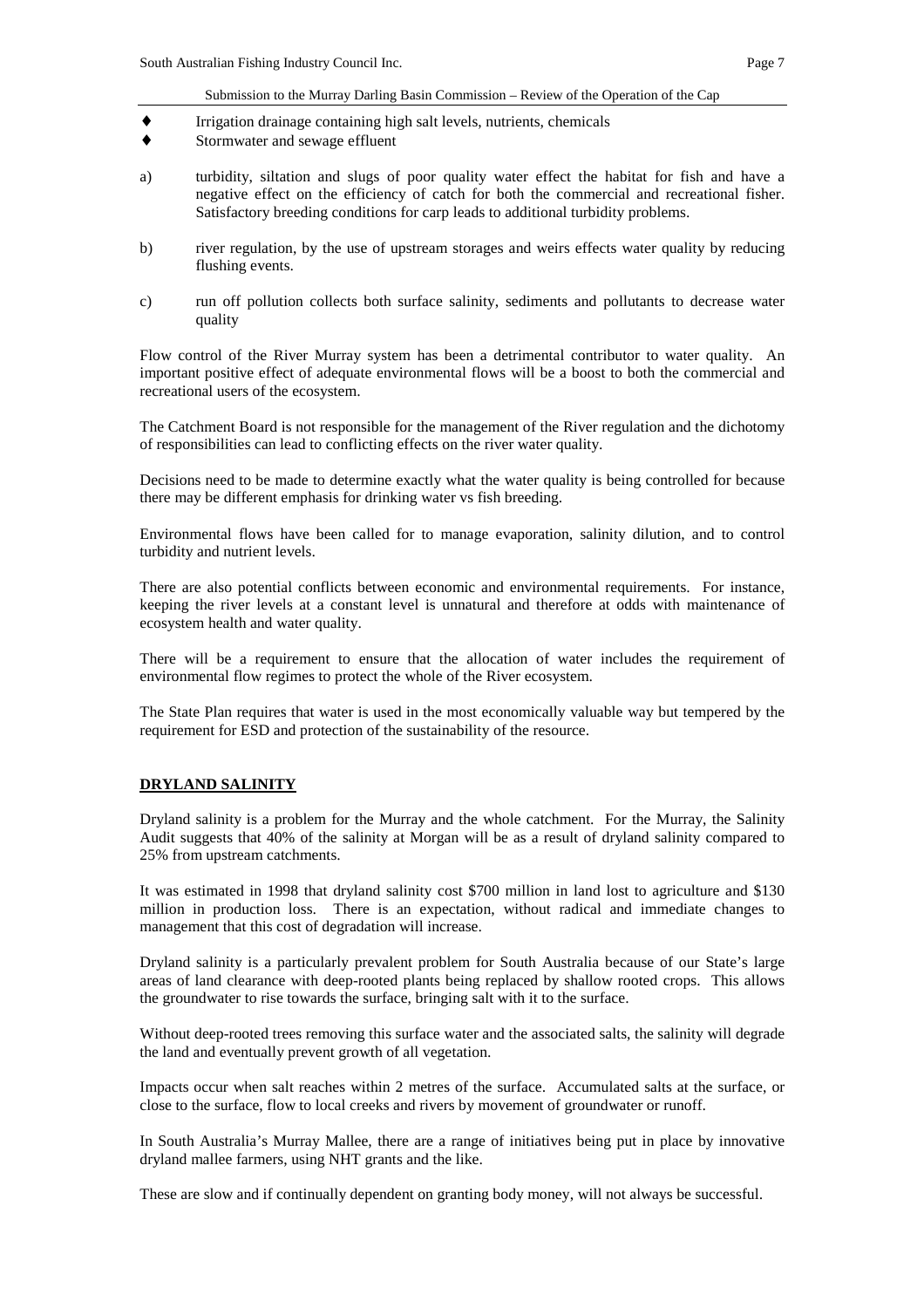- Irrigation drainage containing high salt levels, nutrients, chemicals
- Stormwater and sewage effluent

a) turbidity, siltation and slugs of poor quality water effect the habitat for fish and have a negative effect on the efficiency of catch for both the commercial and recreational fisher. Satisfactory breeding conditions for carp leads to additional turbidity problems.

b) river regulation, by the use of upstream storages and weirs effects water quality by reducing flushing events.

c) run off pollution collects both surface salinity, sediments and pollutants to decrease water quality

Flow control of the River Murray system has been a detrimental contributor to water quality. An important positive effect of adequate environmental flows will be a boost to both the commercial and recreational users of the ecosystem.

The Catchment Board is not responsible for the management of the River regulation and the dichotomy of responsibilities can lead to conflicting effects on the river water quality.

Decisions need to be made to determine exactly what the water quality is being controlled for because there may be different emphasis for drinking water vs fish breeding.

Environmental flows have been called for to manage evaporation, salinity dilution, and to control turbidity and nutrient levels.

There are also potential conflicts between economic and environmental requirements. For instance, keeping the river levels at a constant level is unnatural and therefore at odds with maintenance of ecosystem health and water quality.

There will be a requirement to ensure that the allocation of water includes the requirement of environmental flow regimes to protect the whole of the River ecosystem.

The State Plan requires that water is used in the most economically valuable way but tempered by the requirement for ESD and protection of the sustainability of the resource.

## DRYLAND SALINITY

Dryland salinity is a problem for the Murray and the whole catchment. For the Murray, the Salinity Audit suggests that 40% of the salinity at Morgan will be as a result of dryland salinity compared to 25% from upstream catchments.

It was estimated in 1998 that dryland salinity cost $700 million in land lost to agriculture and $130 million in production loss. There is an expectation, without radical and immediate changes to management that this cost of degradation will increase.

Dryland salinity is a particularly prevalent problem for South Australia because of our State's large areas of land clearance with deep-rooted plants being replaced by shallow rooted crops. This allows the groundwater to rise towards the surface, bringing salt with it to the surface.

Without deep-rooted trees removing this surface water and the associated salts, the salinity will degrade the land and eventually prevent growth of all vegetation.

Impacts occur when salt reaches within 2 metres of the surface. Accumulated salts at the surface, or close to the surface, flow to local creeks and rivers by movement of groundwater or runoff.

In South Australia's Murray Mallee, there are a range of initiatives being put in place by innovative dryland mallee farmers, using NHT grants and the like.

These are slow and if continually dependent on granting body money, will not always be successful.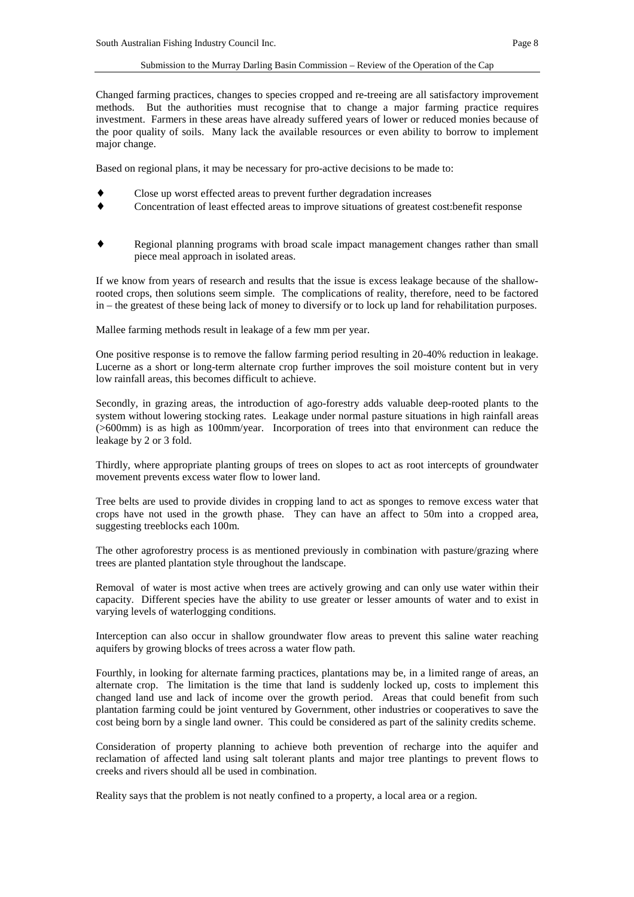Changed farming practices, changes to species cropped and re-treeing are all satisfactory improvement methods. But the authorities must recognise that to change a major farming practice requires investment. Farmers in these areas have already suffered years of lower or reduced monies because of the poor quality of soils. Many lack the available resources or even ability to borrow to implement major change.

Based on regional plans, it may be necessary for pro-active decisions to be made to:

- Close up worst effected areas to prevent further degradation increases
- Concentration of least effected areas to improve situations of greatest cost:benefit response

- Regional planning programs with broad scale impact management changes rather than small piece meal approach in isolated areas.

If we know from years of research and results that the issue is excess leakage because of the shallow-rooted crops, then solutions seem simple. The complications of reality, therefore, need to be factored in – the greatest of these being lack of money to diversify or to lock up land for rehabilitation purposes.

Mallee farming methods result in leakage of a few mm per year.

One positive response is to remove the fallow farming period resulting in 20-40% reduction in leakage. Lucerne as a short or long-term alternate crop further improves the soil moisture content but in very low rainfall areas, this becomes difficult to achieve.

Secondly, in grazing areas, the introduction of ago-forestry adds valuable deep-rooted plants to the system without lowering stocking rates. Leakage under normal pasture situations in high rainfall areas (>600mm) is as high as 100mm/year. Incorporation of trees into that environment can reduce the leakage by 2 or 3 fold.

Thirdly, where appropriate planting groups of trees on slopes to act as root intercepts of groundwater movement prevents excess water flow to lower land.

Tree belts are used to provide divides in cropping land to act as sponges to remove excess water that crops have not used in the growth phase. They can have an affect to 50m into a cropped area, suggesting treeblocks each 100m.

The other agroforestry process is as mentioned previously in combination with pasture/grazing where trees are planted plantation style throughout the landscape.

Removal of water is most active when trees are actively growing and can only use water within their capacity. Different species have the ability to use greater or lesser amounts of water and to exist in varying levels of waterlogging conditions.

Interception can also occur in shallow groundwater flow areas to prevent this saline water reaching aquifers by growing blocks of trees across a water flow path.

Fourthly, in looking for alternate farming practices, plantations may be, in a limited range of areas, an alternate crop. The limitation is the time that land is suddenly locked up, costs to implement this changed land use and lack of income over the growth period. Areas that could benefit from such plantation farming could be joint ventured by Government, other industries or cooperatives to save the cost being born by a single land owner. This could be considered as part of the salinity credits scheme.

Consideration of property planning to achieve both prevention of recharge into the aquifer and reclamation of affected land using salt tolerant plants and major tree plantings to prevent flows to creeks and rivers should all be used in combination.

Reality says that the problem is not neatly confined to a property, a local area or a region.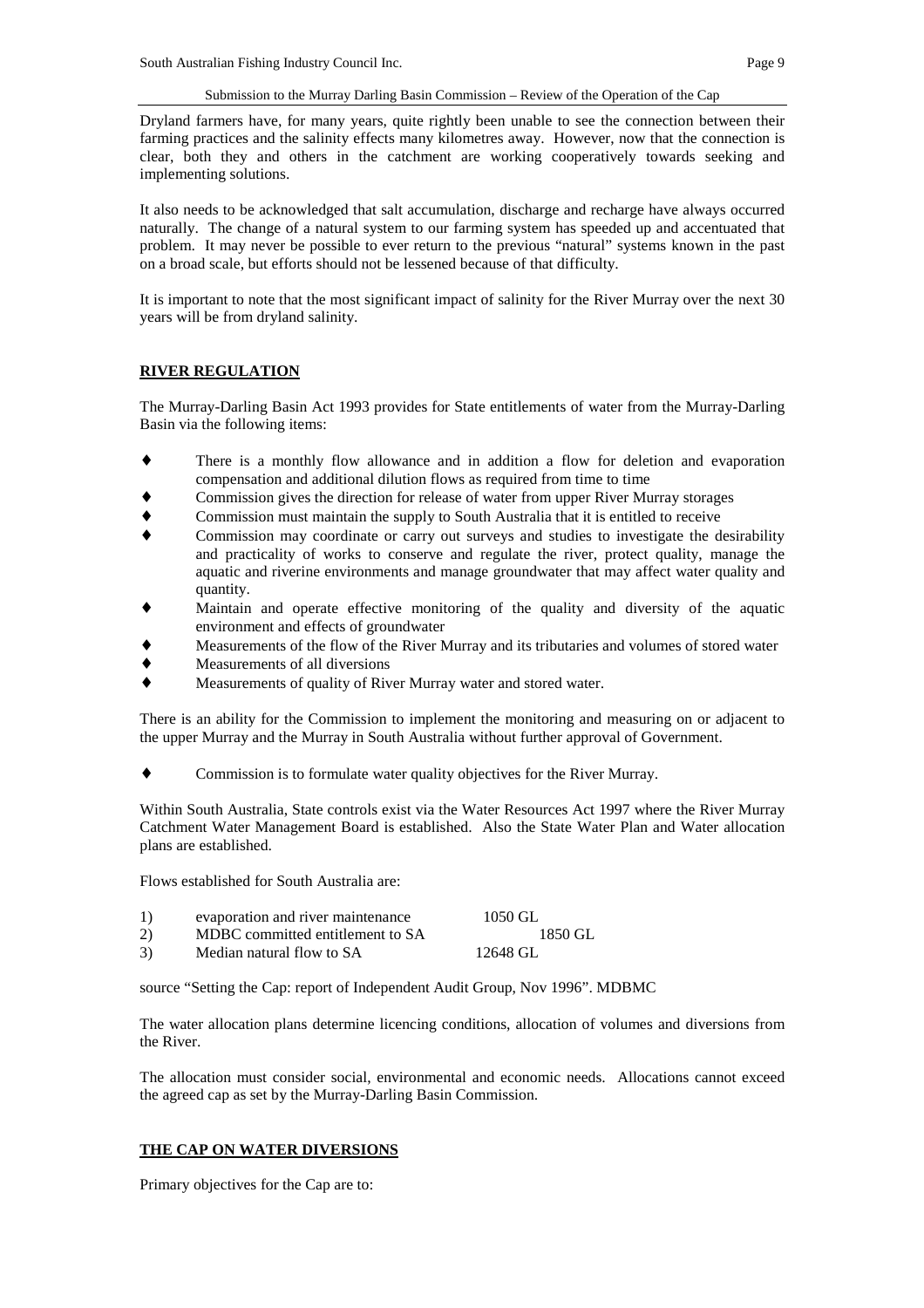Dryland farmers have, for many years, quite rightly been unable to see the connection between their farming practices and the salinity effects many kilometres away. However, now that the connection is clear, both they and others in the catchment are working cooperatively towards seeking and implementing solutions.

It also needs to be acknowledged that salt accumulation, discharge and recharge have always occurred naturally. The change of a natural system to our farming system has speeded up and accentuated that problem. It may never be possible to ever return to the previous "natural" systems known in the past on a broad scale, but efforts should not be lessened because of that difficulty.

It is important to note that the most significant impact of salinity for the River Murray over the next 30 years will be from dryland salinity.

## **RIVER REGULATION**

The Murray-Darling Basin Act 1993 provides for State entitlements of water from the Murray-Darling Basin via the following items:

- There is a monthly flow allowance and in addition a flow for deletion and evaporation compensation and additional dilution flows as required from time to time
- Commission gives the direction for release of water from upper River Murray storages
- Commission must maintain the supply to South Australia that it is entitled to receive
- Commission may coordinate or carry out surveys and studies to investigate the desirability and practicality of works to conserve and regulate the river, protect quality, manage the aquatic and riverine environments and manage groundwater that may affect water quality and quantity.
- Maintain and operate effective monitoring of the quality and diversity of the aquatic environment and effects of groundwater
- Measurements of the flow of the River Murray and its tributaries and volumes of stored water
- Measurements of all diversions
- Measurements of quality of River Murray water and stored water.

There is an ability for the Commission to implement the monitoring and measuring on or adjacent to the upper Murray and the Murray in South Australia without further approval of Government.

- Commission is to formulate water quality objectives for the River Murray.

Within South Australia, State controls exist via the Water Resources Act 1997 where the River Murray Catchment Water Management Board is established. Also the State Water Plan and Water allocation plans are established.

Flows established for South Australia are:

1) evaporation and river maintenance 1050 GL
2) MDBC committed entitlement to SA 1850 GL
3) Median natural flow to SA 12648 GL

source "Setting the Cap: report of Independent Audit Group, Nov 1996". MDBMC

The water allocation plans determine licencing conditions, allocation of volumes and diversions from the River.

The allocation must consider social, environmental and economic needs. Allocations cannot exceed the agreed cap as set by the Murray-Darling Basin Commission.

## **THE CAP ON WATER DIVERSIONS**

Primary objectives for the Cap are to: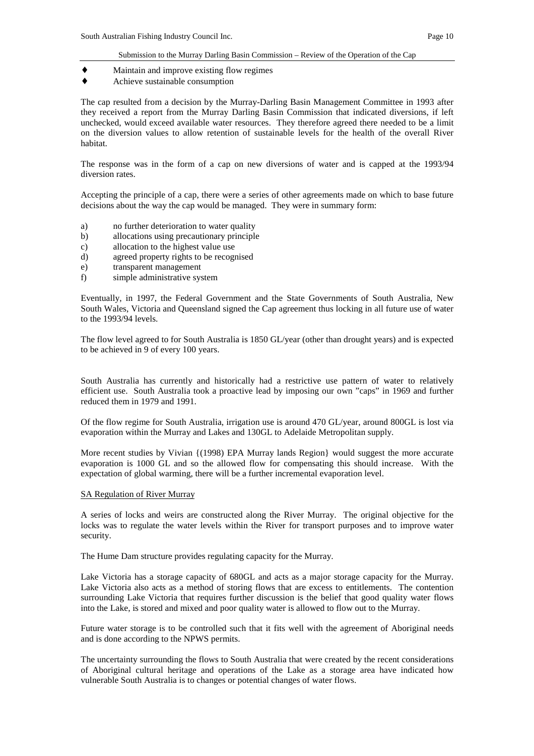- Maintain and improve existing flow regimes
- Achieve sustainable consumption

The cap resulted from a decision by the Murray-Darling Basin Management Committee in 1993 after they received a report from the Murray Darling Basin Commission that indicated diversions, if left unchecked, would exceed available water resources. They therefore agreed there needed to be a limit on the diversion values to allow retention of sustainable levels for the health of the overall River habitat.

The response was in the form of a cap on new diversions of water and is capped at the 1993/94 diversion rates.

Accepting the principle of a cap, there were a series of other agreements made on which to base future decisions about the way the cap would be managed. They were in summary form:

a) no further deterioration to water quality
b) allocations using precautionary principle
c) allocation to the highest value use
d) agreed property rights to be recognised
e) transparent management
f) simple administrative system

Eventually, in 1997, the Federal Government and the State Governments of South Australia, New South Wales, Victoria and Queensland signed the Cap agreement thus locking in all future use of water to the 1993/94 levels.

The flow level agreed to for South Australia is 1850 GL/year (other than drought years) and is expected to be achieved in 9 of every 100 years.

South Australia has currently and historically had a restrictive use pattern of water to relatively efficient use. South Australia took a proactive lead by imposing our own "caps" in 1969 and further reduced them in 1979 and 1991.

Of the flow regime for South Australia, irrigation use is around 470 GL/year, around 800GL is lost via evaporation within the Murray and Lakes and 130GL to Adelaide Metropolitan supply.

More recent studies by Vivian {(1998) EPA Murray lands Region} would suggest the more accurate evaporation is 1000 GL and so the allowed flow for compensating this should increase. With the expectation of global warming, there will be a further incremental evaporation level.

<u>SA Regulation of River Murray</u>

A series of locks and weirs are constructed along the River Murray. The original objective for the locks was to regulate the water levels within the River for transport purposes and to improve water security.

The Hume Dam structure provides regulating capacity for the Murray.

Lake Victoria has a storage capacity of 680GL and acts as a major storage capacity for the Murray. Lake Victoria also acts as a method of storing flows that are excess to entitlements. The contention surrounding Lake Victoria that requires further discussion is the belief that good quality water flows into the Lake, is stored and mixed and poor quality water is allowed to flow out to the Murray.

Future water storage is to be controlled such that it fits well with the agreement of Aboriginal needs and is done according to the NPWS permits.

The uncertainty surrounding the flows to South Australia that were created by the recent considerations of Aboriginal cultural heritage and operations of the Lake as a storage area have indicated how vulnerable South Australia is to changes or potential changes of water flows.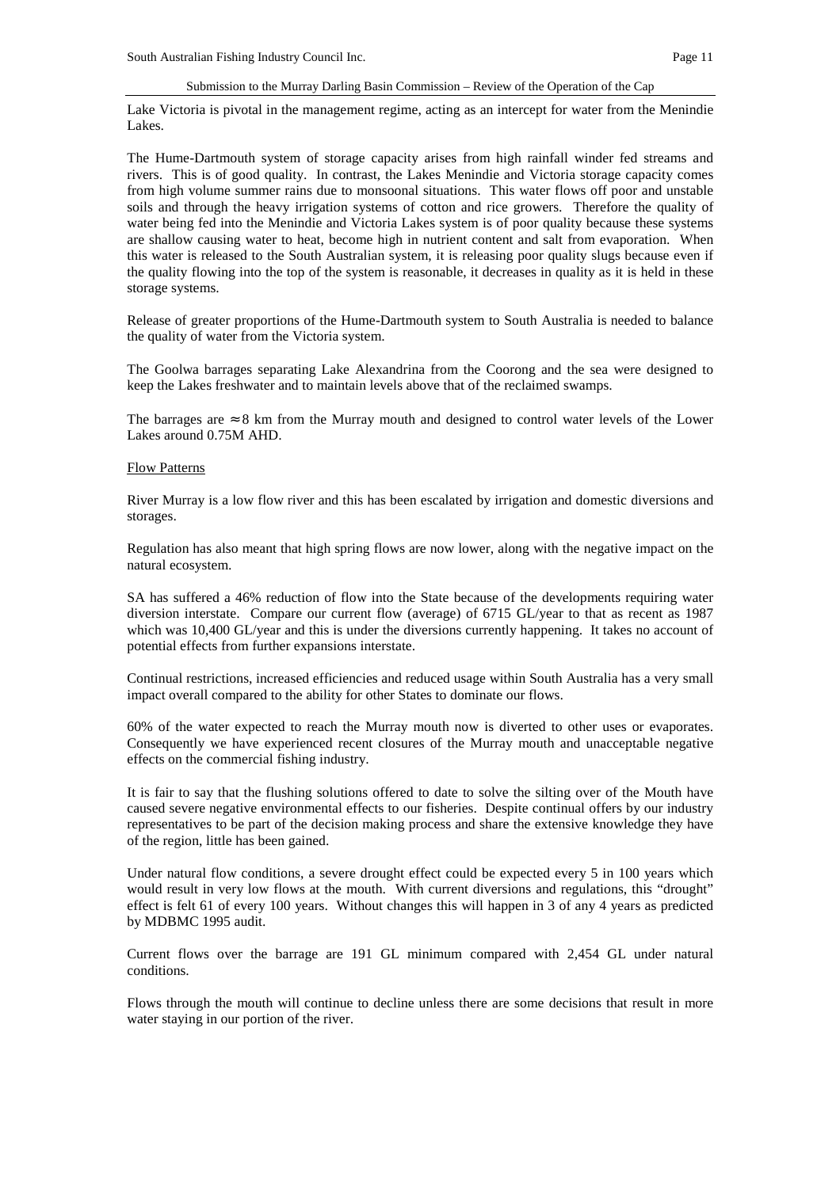Lake Victoria is pivotal in the management regime, acting as an intercept for water from the Menindie Lakes.

The Hume-Dartmouth system of storage capacity arises from high rainfall winder fed streams and rivers. This is of good quality. In contrast, the Lakes Menindie and Victoria storage capacity comes from high volume summer rains due to monsoonal situations. This water flows off poor and unstable soils and through the heavy irrigation systems of cotton and rice growers. Therefore the quality of water being fed into the Menindie and Victoria Lakes system is of poor quality because these systems are shallow causing water to heat, become high in nutrient content and salt from evaporation. When this water is released to the South Australian system, it is releasing poor quality slugs because even if the quality flowing into the top of the system is reasonable, it decreases in quality as it is held in these storage systems.

Release of greater proportions of the Hume-Dartmouth system to South Australia is needed to balance the quality of water from the Victoria system.

The Goolwa barrages separating Lake Alexandrina from the Coorong and the sea were designed to keep the Lakes freshwater and to maintain levels above that of the reclaimed swamps.

The barrages are ≈ 8 km from the Murray mouth and designed to control water levels of the Lower Lakes around 0.75M AHD.

<u>Flow Patterns</u>

River Murray is a low flow river and this has been escalated by irrigation and domestic diversions and storages.

Regulation has also meant that high spring flows are now lower, along with the negative impact on the natural ecosystem.

SA has suffered a 46% reduction of flow into the State because of the developments requiring water diversion interstate. Compare our current flow (average) of 6715 GL/year to that as recent as 1987 which was 10,400 GL/year and this is under the diversions currently happening. It takes no account of potential effects from further expansions interstate.

Continual restrictions, increased efficiencies and reduced usage within South Australia has a very small impact overall compared to the ability for other States to dominate our flows.

60% of the water expected to reach the Murray mouth now is diverted to other uses or evaporates. Consequently we have experienced recent closures of the Murray mouth and unacceptable negative effects on the commercial fishing industry.

It is fair to say that the flushing solutions offered to date to solve the silting over of the Mouth have caused severe negative environmental effects to our fisheries. Despite continual offers by our industry representatives to be part of the decision making process and share the extensive knowledge they have of the region, little has been gained.

Under natural flow conditions, a severe drought effect could be expected every 5 in 100 years which would result in very low flows at the mouth. With current diversions and regulations, this "drought" effect is felt 61 of every 100 years. Without changes this will happen in 3 of any 4 years as predicted by MDBMC 1995 audit.

Current flows over the barrage are 191 GL minimum compared with 2,454 GL under natural conditions.

Flows through the mouth will continue to decline unless there are some decisions that result in more water staying in our portion of the river.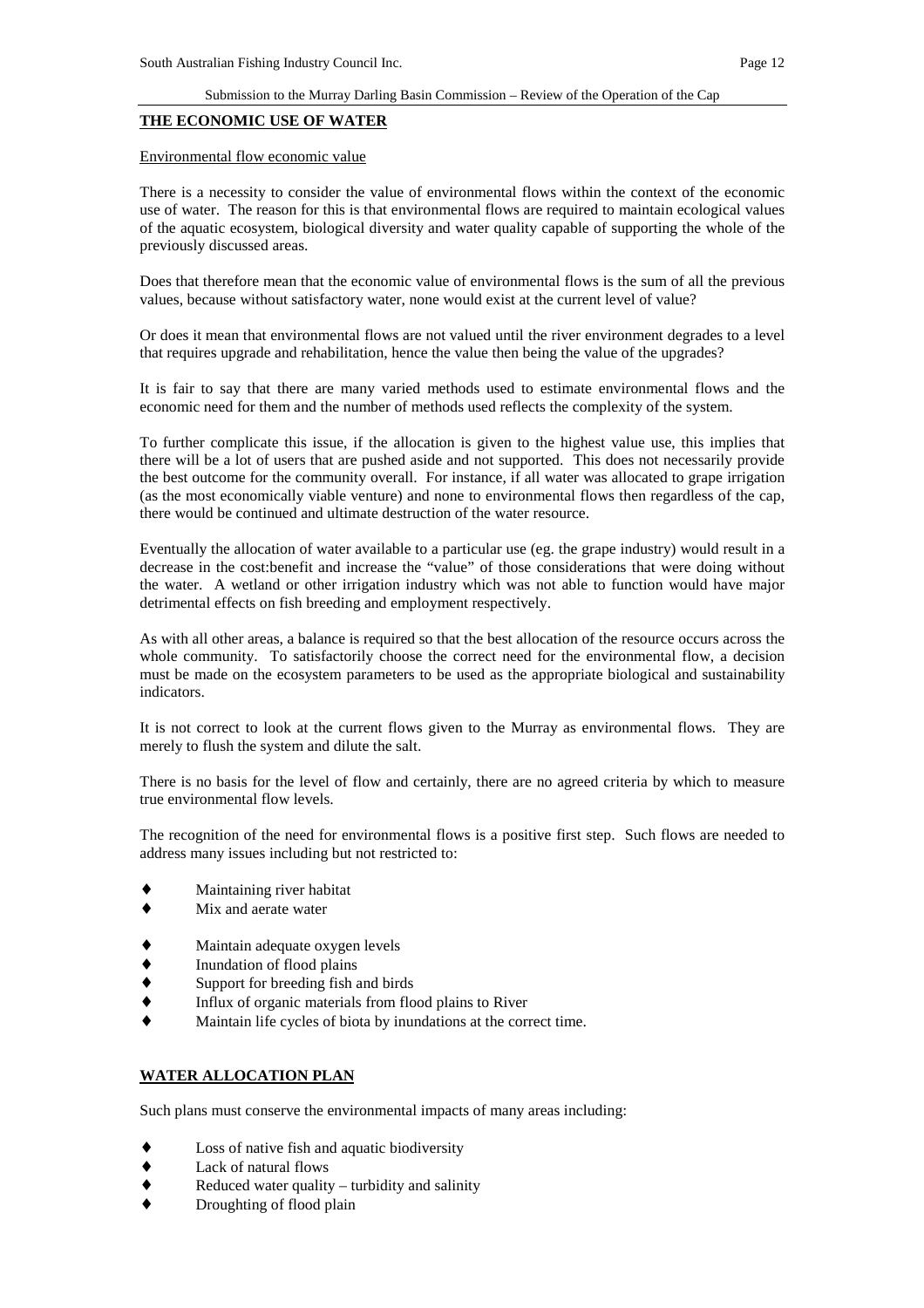## THE ECONOMIC USE OF WATER

### Environmental flow economic value

There is a necessity to consider the value of environmental flows within the context of the economic use of water. The reason for this is that environmental flows are required to maintain ecological values of the aquatic ecosystem, biological diversity and water quality capable of supporting the whole of the previously discussed areas.

Does that therefore mean that the economic value of environmental flows is the sum of all the previous values, because without satisfactory water, none would exist at the current level of value?

Or does it mean that environmental flows are not valued until the river environment degrades to a level that requires upgrade and rehabilitation, hence the value then being the value of the upgrades?

It is fair to say that there are many varied methods used to estimate environmental flows and the economic need for them and the number of methods used reflects the complexity of the system.

To further complicate this issue, if the allocation is given to the highest value use, this implies that there will be a lot of users that are pushed aside and not supported. This does not necessarily provide the best outcome for the community overall. For instance, if all water was allocated to grape irrigation (as the most economically viable venture) and none to environmental flows then regardless of the cap, there would be continued and ultimate destruction of the water resource.

Eventually the allocation of water available to a particular use (eg. the grape industry) would result in a decrease in the cost:benefit and increase the "value" of those considerations that were doing without the water. A wetland or other irrigation industry which was not able to function would have major detrimental effects on fish breeding and employment respectively.

As with all other areas, a balance is required so that the best allocation of the resource occurs across the whole community. To satisfactorily choose the correct need for the environmental flow, a decision must be made on the ecosystem parameters to be used as the appropriate biological and sustainability indicators.

It is not correct to look at the current flows given to the Murray as environmental flows. They are merely to flush the system and dilute the salt.

There is no basis for the level of flow and certainly, there are no agreed criteria by which to measure true environmental flow levels.

The recognition of the need for environmental flows is a positive first step. Such flows are needed to address many issues including but not restricted to:

- Maintaining river habitat
- Mix and aerate water
- Maintain adequate oxygen levels
- Inundation of flood plains
- Support for breeding fish and birds
- Influx of organic materials from flood plains to River
- Maintain life cycles of biota by inundations at the correct time.

## WATER ALLOCATION PLAN

Such plans must conserve the environmental impacts of many areas including:

- Loss of native fish and aquatic biodiversity
- Lack of natural flows
- Reduced water quality – turbidity and salinity
- Droughting of flood plain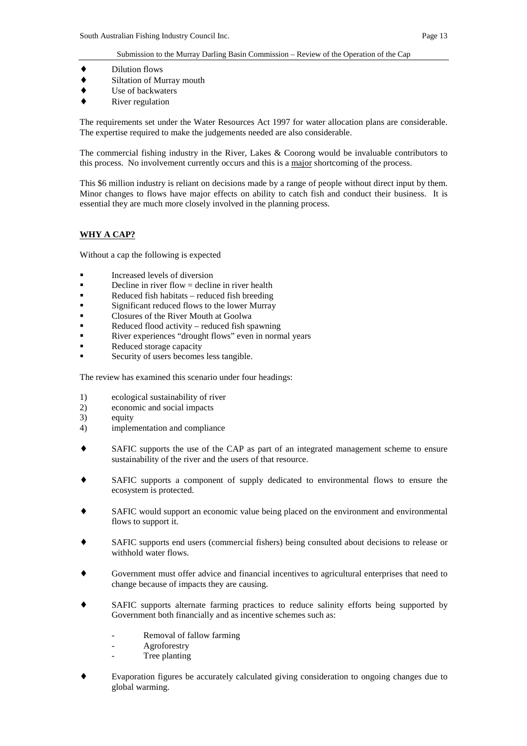- Dilution flows
- Siltation of Murray mouth
- Use of backwaters
- River regulation

The requirements set under the Water Resources Act 1997 for water allocation plans are considerable. The expertise required to make the judgements needed are also considerable.

The commercial fishing industry in the River, Lakes & Coorong would be invaluable contributors to this process. No involvement currently occurs and this is a <u>major</u> shortcoming of the process.

This $6 million industry is reliant on decisions made by a range of people without direct input by them. Minor changes to flows have major effects on ability to catch fish and conduct their business. It is essential they are much more closely involved in the planning process.

## <u>**WHY A CAP?**</u>

Without a cap the following is expected

- Increased levels of diversion
- Decline in river flow = decline in river health
- Reduced fish habitats – reduced fish breeding
- Significant reduced flows to the lower Murray
- Closures of the River Mouth at Goolwa
- Reduced flood activity – reduced fish spawning
- River experiences "drought flows" even in normal years
- Reduced storage capacity
- Security of users becomes less tangible.

The review has examined this scenario under four headings:

1) ecological sustainability of river
2) economic and social impacts
3) equity
4) implementation and compliance

- SAFIC supports the use of the CAP as part of an integrated management scheme to ensure sustainability of the river and the users of that resource.

- SAFIC supports a component of supply dedicated to environmental flows to ensure the ecosystem is protected.

- SAFIC would support an economic value being placed on the environment and environmental flows to support it.

- SAFIC supports end users (commercial fishers) being consulted about decisions to release or withhold water flows.

- Government must offer advice and financial incentives to agricultural enterprises that need to change because of impacts they are causing.

- SAFIC supports alternate farming practices to reduce salinity efforts being supported by Government both financially and as incentive schemes such as:

  - Removal of fallow farming
  - Agroforestry
  - Tree planting

- Evaporation figures be accurately calculated giving consideration to ongoing changes due to global warming.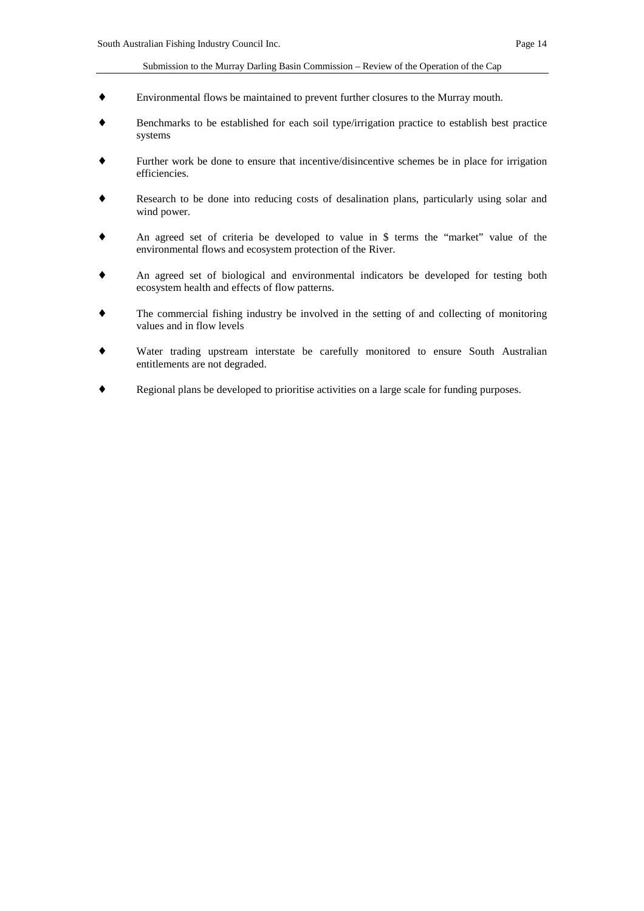- Environmental flows be maintained to prevent further closures to the Murray mouth.
- Benchmarks to be established for each soil type/irrigation practice to establish best practice systems
- Further work be done to ensure that incentive/disincentive schemes be in place for irrigation efficiencies.
- Research to be done into reducing costs of desalination plans, particularly using solar and wind power.
- An agreed set of criteria be developed to value in $ terms the "market" value of the environmental flows and ecosystem protection of the River.
- An agreed set of biological and environmental indicators be developed for testing both ecosystem health and effects of flow patterns.
- The commercial fishing industry be involved in the setting of and collecting of monitoring values and in flow levels
- Water trading upstream interstate be carefully monitored to ensure South Australian entitlements are not degraded.
- Regional plans be developed to prioritise activities on a large scale for funding purposes.